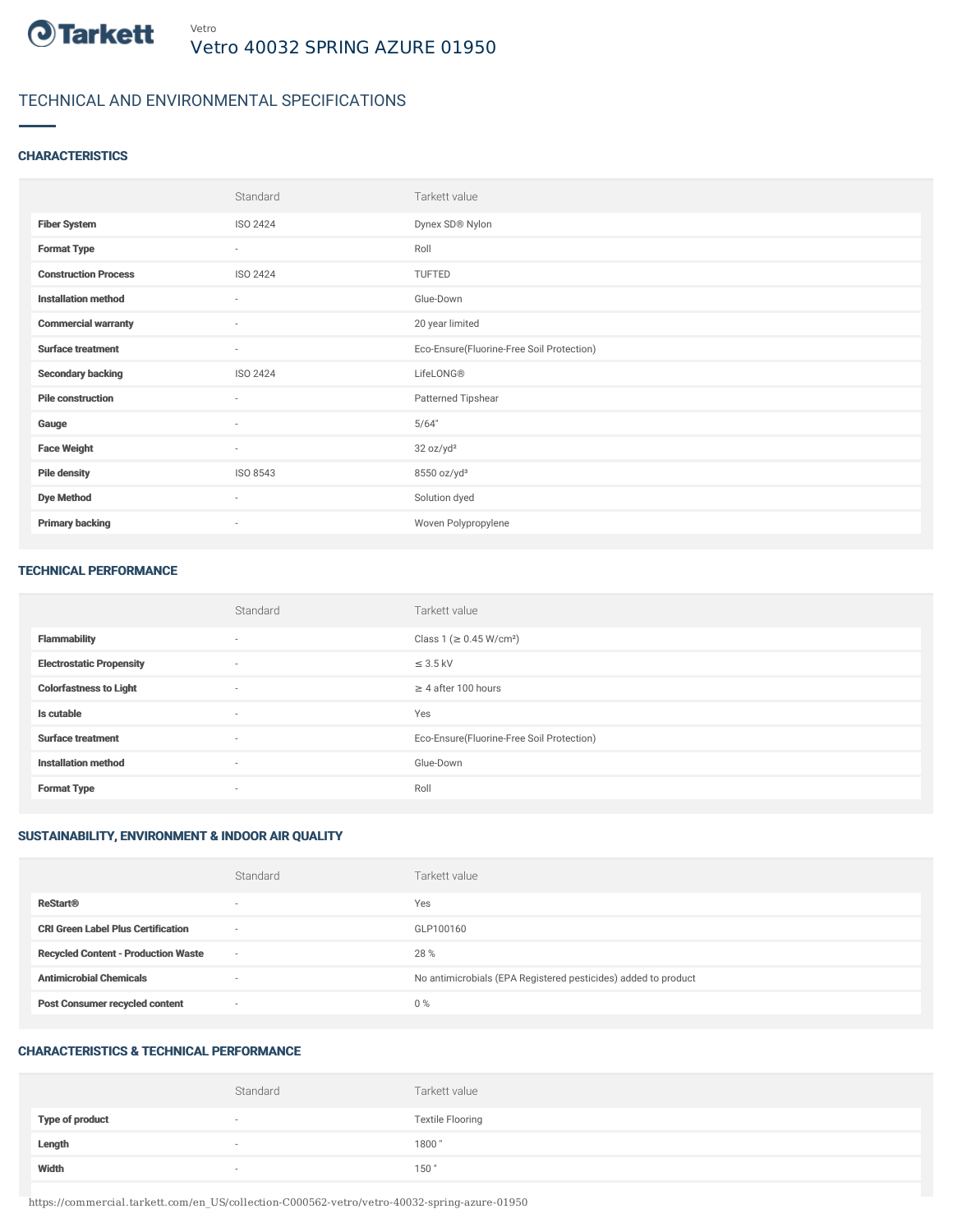Vetro

# Vetro 40032 SPRING AZURE 01950

## TECHNICAL AND ENVIRONMENTAL SPECIFICATIONS

### CHARACTERISTICS

| | Standard | Tarkett value |
|---|---|---|
| **Fiber System** | ISO 2424 | Dynex SD® Nylon |
| **Format Type** | - | Roll |
| **Construction Process** | ISO 2424 | TUFTED |
| **Installation method** | - | Glue-Down |
| **Commercial warranty** | - | 20 year limited |
| **Surface treatment** | - | Eco-Ensure(Fluorine-Free Soil Protection) |
| **Secondary backing** | ISO 2424 | LifeLONG® |
| **Pile construction** | - | Patterned Tipshear |
| **Gauge** | - | 5/64" |
| **Face Weight** | - | 32 oz/yd² |
| **Pile density** | ISO 8543 | 8550 oz/yd³ |
| **Dye Method** | - | Solution dyed |
| **Primary backing** | - | Woven Polypropylene |

### TECHNICAL PERFORMANCE

| | Standard | Tarkett value |
|---|---|---|
| **Flammability** | - | Class 1 (≥ 0.45 W/cm²) |
| **Electrostatic Propensity** | - | ≤ 3.5 kV |
| **Colorfastness to Light** | - | ≥ 4 after 100 hours |
| **Is cutable** | - | Yes |
| **Surface treatment** | - | Eco-Ensure(Fluorine-Free Soil Protection) |
| **Installation method** | - | Glue-Down |
| **Format Type** | - | Roll |

### SUSTAINABILITY, ENVIRONMENT & INDOOR AIR QUALITY

| | Standard | Tarkett value |
|---|---|---|
| **ReStart®** | - | Yes |
| **CRI Green Label Plus Certification** | - | GLP100160 |
| **Recycled Content - Production Waste** | - | 28 % |
| **Antimicrobial Chemicals** | - | No antimicrobials (EPA Registered pesticides) added to product |
| **Post Consumer recycled content** | - | 0 % |

### CHARACTERISTICS & TECHNICAL PERFORMANCE

| | Standard | Tarkett value |
|---|---|---|
| **Type of product** | - | Textile Flooring |
| **Length** | - | 1800 " |
| **Width** | - | 150 " |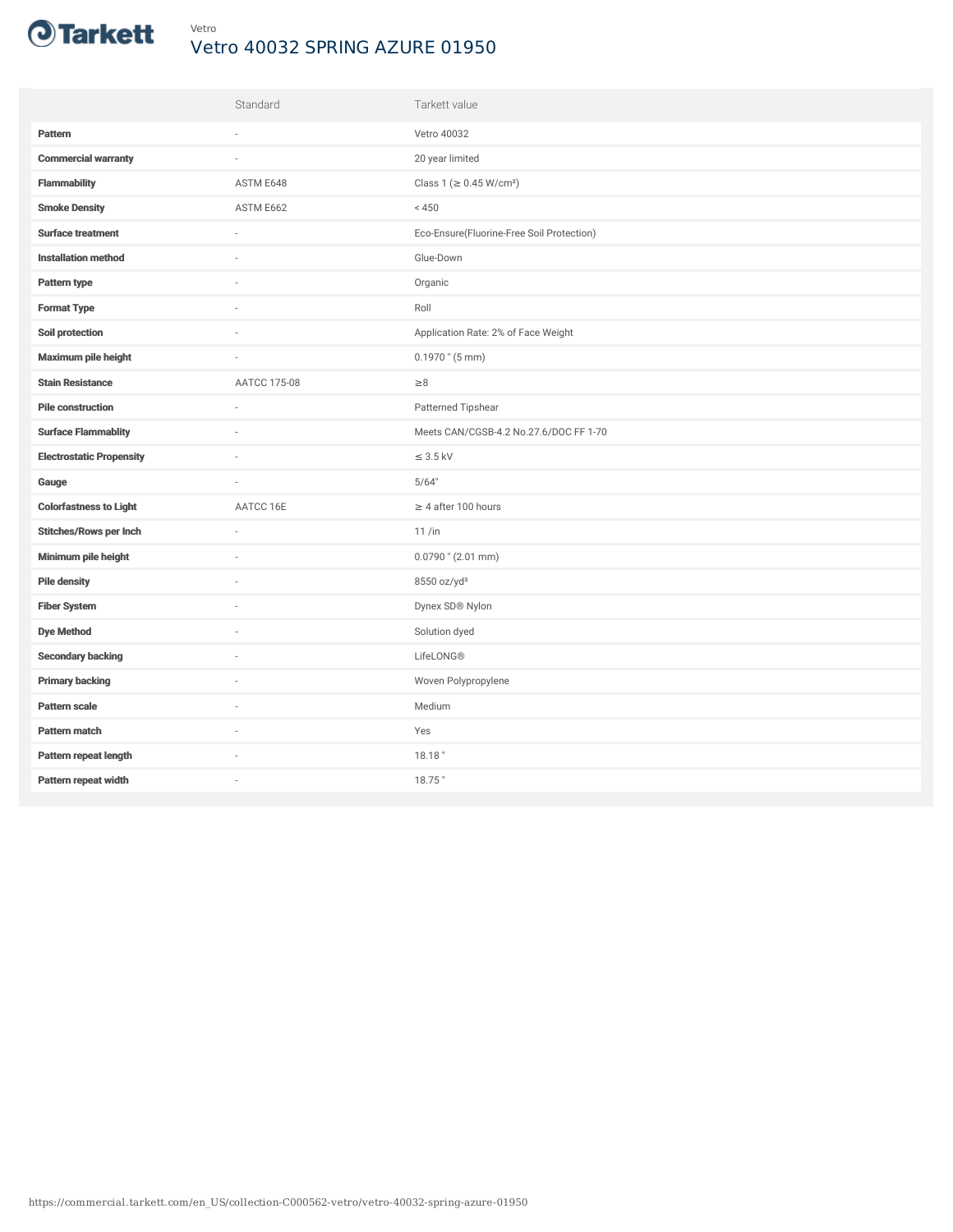Vetro

# Vetro 40032 SPRING AZURE 01950

| | Standard | Tarkett value |
|---|---|---|
| **Pattern** | - | Vetro 40032 |
| **Commercial warranty** | - | 20 year limited |
| **Flammability** | ASTM E648 | Class 1 (≥ 0.45 W/cm²) |
| **Smoke Density** | ASTM E662 | < 450 |
| **Surface treatment** | - | Eco-Ensure(Fluorine-Free Soil Protection) |
| **Installation method** | - | Glue-Down |
| **Pattern type** | - | Organic |
| **Format Type** | - | Roll |
| **Soil protection** | - | Application Rate: 2% of Face Weight |
| **Maximum pile height** | - | 0.1970 " (5 mm) |
| **Stain Resistance** | AATCC 175-08 | ≥8 |
| **Pile construction** | - | Patterned Tipshear |
| **Surface Flammablity** | - | Meets CAN/CGSB-4.2 No.27.6/DOC FF 1-70 |
| **Electrostatic Propensity** | - | ≤ 3.5 kV |
| **Gauge** | - | 5/64" |
| **Colorfastness to Light** | AATCC 16E | ≥ 4 after 100 hours |
| **Stitches/Rows per Inch** | - | 11 /in |
| **Minimum pile height** | - | 0.0790 " (2.01 mm) |
| **Pile density** | - | 8550 oz/yd³ |
| **Fiber System** | - | Dynex SD® Nylon |
| **Dye Method** | - | Solution dyed |
| **Secondary backing** | - | LifeLONG® |
| **Primary backing** | - | Woven Polypropylene |
| **Pattern scale** | - | Medium |
| **Pattern match** | - | Yes |
| **Pattern repeat length** | - | 18.18 " |
| **Pattern repeat width** | - | 18.75 " |